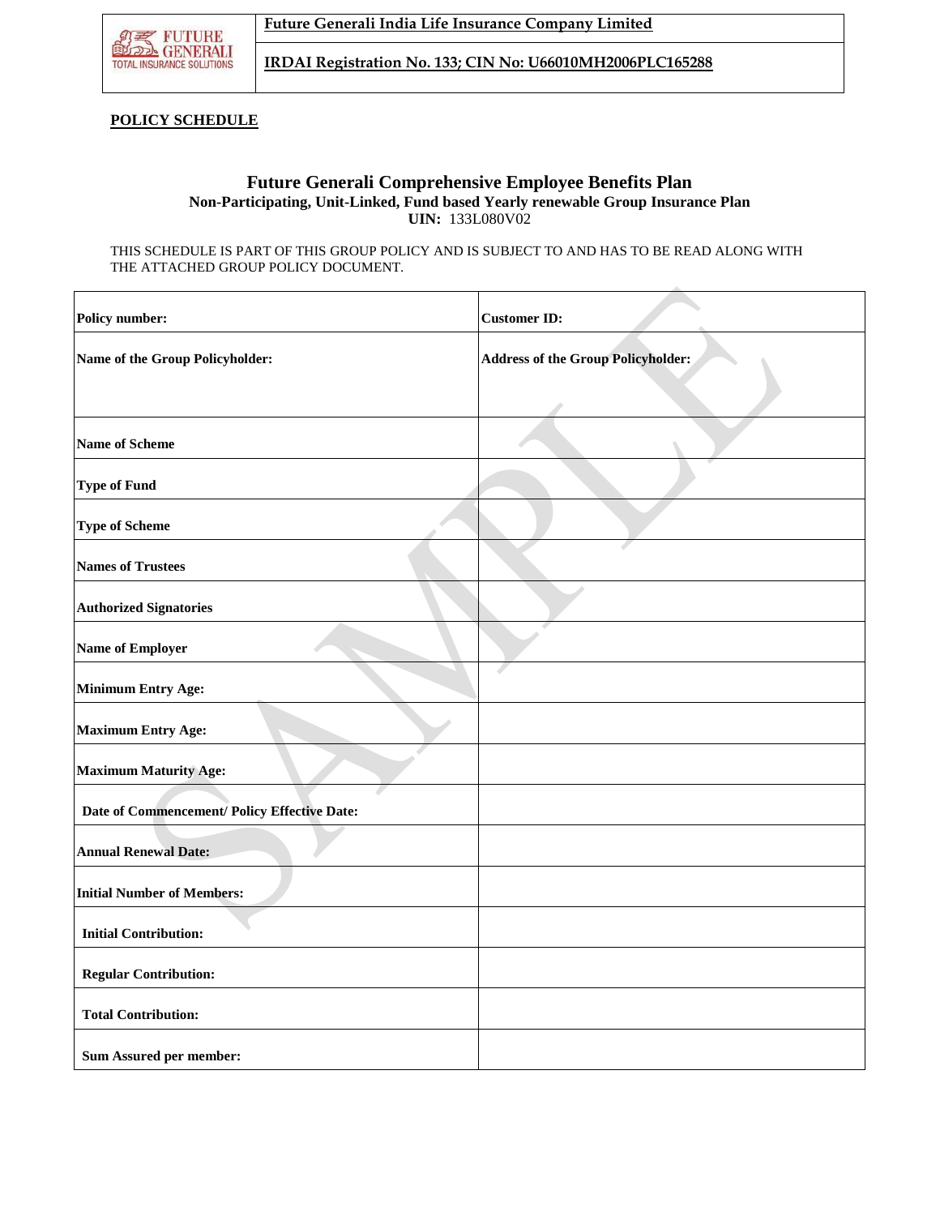Future Generali India Life Insurance Company Limited

IRDAI Registration No. 133; CIN No: U66010MH2006PLC165288

**POLICY SCHEDULE**

# Future Generali Comprehensive Employee Benefits Plan

**Non-Participating, Unit-Linked, Fund based Yearly renewable Group Insurance Plan**

**UIN:** 133L080V02

THIS SCHEDULE IS PART OF THIS GROUP POLICY AND IS SUBJECT TO AND HAS TO BE READ ALONG WITH THE ATTACHED GROUP POLICY DOCUMENT.

| **Policy number:** | **Customer ID:** |
|---|---|
| **Name of the Group Policyholder:** | **Address of the Group Policyholder:** |
| **Name of Scheme** | |
| **Type of Fund** | |
| **Type of Scheme** | |
| **Names of Trustees** | |
| **Authorized Signatories** | |
| **Name of Employer** | |
| **Minimum Entry Age:** | |
| **Maximum Entry Age:** | |
| **Maximum Maturity Age:** | |
| **Date of Commencement/ Policy Effective Date:** | |
| **Annual Renewal Date:** | |
| **Initial Number of Members:** | |
| **Initial Contribution:** | |
| **Regular Contribution:** | |
| **Total Contribution:** | |
| **Sum Assured per member:** | |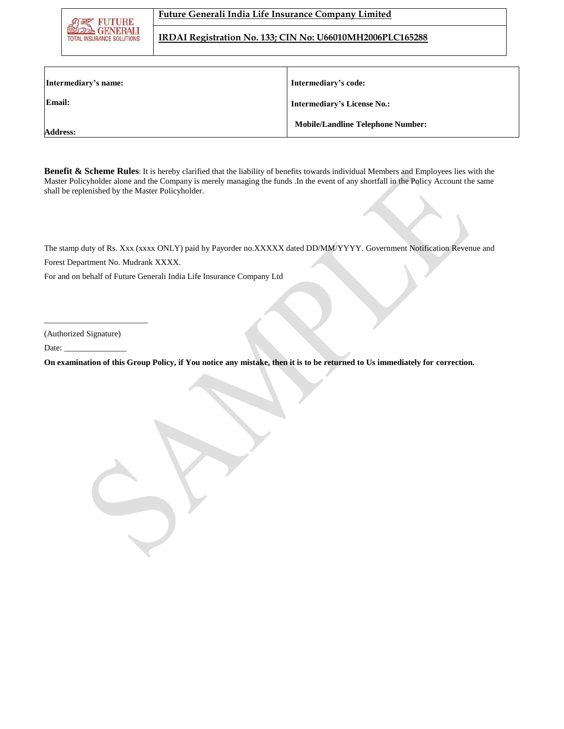| | |
|---|---|
| | **Future Generali India Life Insurance Company Limited** |
| | **IRDAI Registration No. 133; CIN No: U66010MH2006PLC165288** |

| | |
|---|---|
| **Intermediary's name:** | **Intermediary's code:** |
| **Email:** | **Intermediary's License No.:** |
| **Address:** | **Mobile/Landline Telephone Number:** |

**Benefit & Scheme Rules**: It is hereby clarified that the liability of benefits towards individual Members and Employees lies with the Master Policyholder alone and the Company is merely managing the funds .In the event of any shortfall in the Policy Account the same shall be replenished by the Master Policyholder.

The stamp duty of Rs. Xxx (xxxx ONLY) paid by Payorder no.XXXXX dated DD/MM/YYYY. Government Notification Revenue and Forest Department No. Mudrank XXXX.

For and on behalf of Future Generali India Life Insurance Company Ltd

_________________________

(Authorized Signature)

Date: _______________

**On examination of this Group Policy, if You notice any mistake, then it is to be returned to Us immediately for correction.**